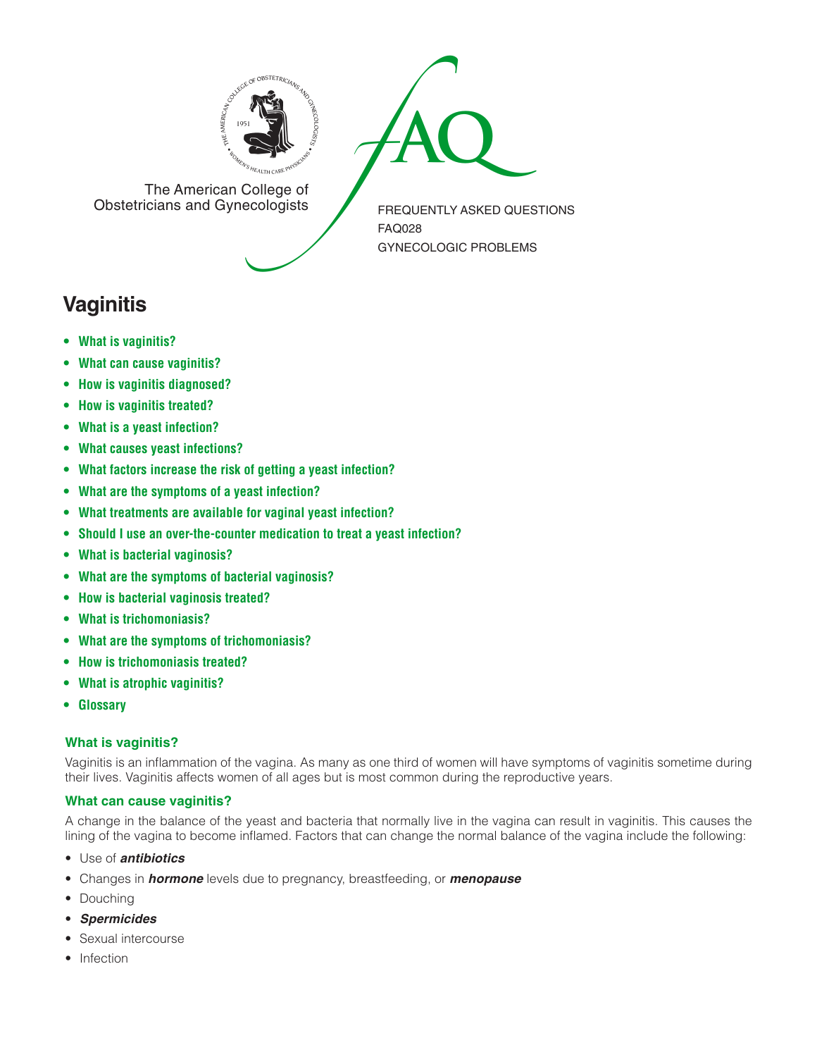The American College of Obstetricians and Gynecologists

FREQUENTLY ASKED QUESTIONS
FAQ028
GYNECOLOGIC PROBLEMS

# Vaginitis

- **What is vaginitis?**
- **What can cause vaginitis?**
- **How is vaginitis diagnosed?**
- **How is vaginitis treated?**
- **What is a yeast infection?**
- **What causes yeast infections?**
- **What factors increase the risk of getting a yeast infection?**
- **What are the symptoms of a yeast infection?**
- **What treatments are available for vaginal yeast infection?**
- **Should I use an over-the-counter medication to treat a yeast infection?**
- **What is bacterial vaginosis?**
- **What are the symptoms of bacterial vaginosis?**
- **How is bacterial vaginosis treated?**
- **What is trichomoniasis?**
- **What are the symptoms of trichomoniasis?**
- **How is trichomoniasis treated?**
- **What is atrophic vaginitis?**
- **Glossary**

### What is vaginitis?

Vaginitis is an inflammation of the vagina. As many as one third of women will have symptoms of vaginitis sometime during their lives. Vaginitis affects women of all ages but is most common during the reproductive years.

### What can cause vaginitis?

A change in the balance of the yeast and bacteria that normally live in the vagina can result in vaginitis. This causes the lining of the vagina to become inflamed. Factors that can change the normal balance of the vagina include the following:

- Use of ***antibiotics***
- Changes in ***hormone*** levels due to pregnancy, breastfeeding, or ***menopause***
- Douching
- ***Spermicides***
- Sexual intercourse
- Infection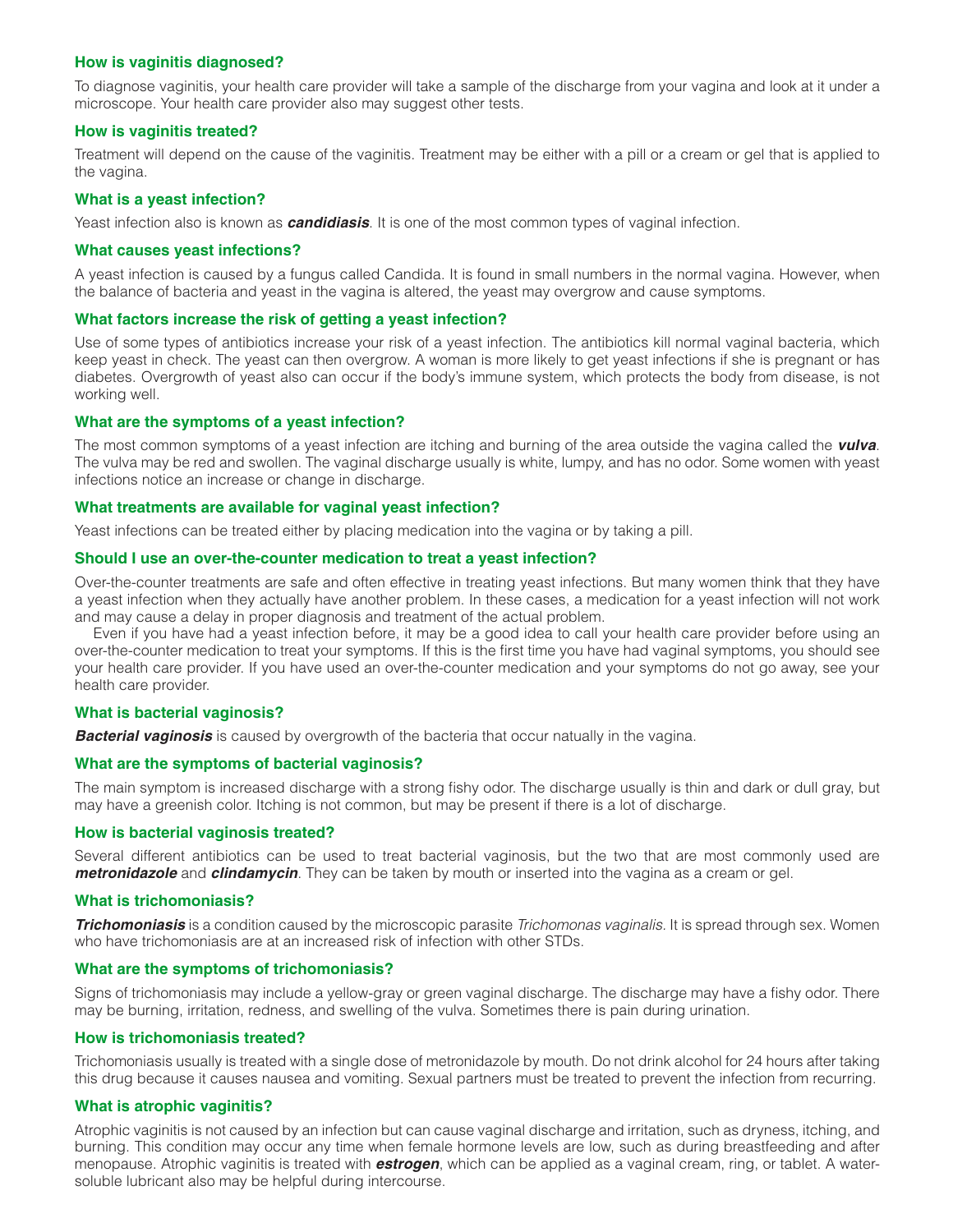### How is vaginitis diagnosed?

To diagnose vaginitis, your health care provider will take a sample of the discharge from your vagina and look at it under a microscope. Your health care provider also may suggest other tests.

### How is vaginitis treated?

Treatment will depend on the cause of the vaginitis. Treatment may be either with a pill or a cream or gel that is applied to the vagina.

### What is a yeast infection?

Yeast infection also is known as ***candidiasis***. It is one of the most common types of vaginal infection.

### What causes yeast infections?

A yeast infection is caused by a fungus called Candida. It is found in small numbers in the normal vagina. However, when the balance of bacteria and yeast in the vagina is altered, the yeast may overgrow and cause symptoms.

### What factors increase the risk of getting a yeast infection?

Use of some types of antibiotics increase your risk of a yeast infection. The antibiotics kill normal vaginal bacteria, which keep yeast in check. The yeast can then overgrow. A woman is more likely to get yeast infections if she is pregnant or has diabetes. Overgrowth of yeast also can occur if the body's immune system, which protects the body from disease, is not working well.

### What are the symptoms of a yeast infection?

The most common symptoms of a yeast infection are itching and burning of the area outside the vagina called the ***vulva***. The vulva may be red and swollen. The vaginal discharge usually is white, lumpy, and has no odor. Some women with yeast infections notice an increase or change in discharge.

### What treatments are available for vaginal yeast infection?

Yeast infections can be treated either by placing medication into the vagina or by taking a pill.

### Should I use an over-the-counter medication to treat a yeast infection?

Over-the-counter treatments are safe and often effective in treating yeast infections. But many women think that they have a yeast infection when they actually have another problem. In these cases, a medication for a yeast infection will not work and may cause a delay in proper diagnosis and treatment of the actual problem.

Even if you have had a yeast infection before, it may be a good idea to call your health care provider before using an over-the-counter medication to treat your symptoms. If this is the first time you have had vaginal symptoms, you should see your health care provider. If you have used an over-the-counter medication and your symptoms do not go away, see your health care provider.

### What is bacterial vaginosis?

***Bacterial vaginosis*** is caused by overgrowth of the bacteria that occur natually in the vagina.

### What are the symptoms of bacterial vaginosis?

The main symptom is increased discharge with a strong fishy odor. The discharge usually is thin and dark or dull gray, but may have a greenish color. Itching is not common, but may be present if there is a lot of discharge.

### How is bacterial vaginosis treated?

Several different antibiotics can be used to treat bacterial vaginosis, but the two that are most commonly used are ***metronidazole*** and ***clindamycin***. They can be taken by mouth or inserted into the vagina as a cream or gel.

### What is trichomoniasis?

***Trichomoniasis*** is a condition caused by the microscopic parasite *Trichomonas vaginalis*. It is spread through sex. Women who have trichomoniasis are at an increased risk of infection with other STDs.

### What are the symptoms of trichomoniasis?

Signs of trichomoniasis may include a yellow-gray or green vaginal discharge. The discharge may have a fishy odor. There may be burning, irritation, redness, and swelling of the vulva. Sometimes there is pain during urination.

### How is trichomoniasis treated?

Trichomoniasis usually is treated with a single dose of metronidazole by mouth. Do not drink alcohol for 24 hours after taking this drug because it causes nausea and vomiting. Sexual partners must be treated to prevent the infection from recurring.

### What is atrophic vaginitis?

Atrophic vaginitis is not caused by an infection but can cause vaginal discharge and irritation, such as dryness, itching, and burning. This condition may occur any time when female hormone levels are low, such as during breastfeeding and after menopause. Atrophic vaginitis is treated with ***estrogen***, which can be applied as a vaginal cream, ring, or tablet. A water-soluble lubricant also may be helpful during intercourse.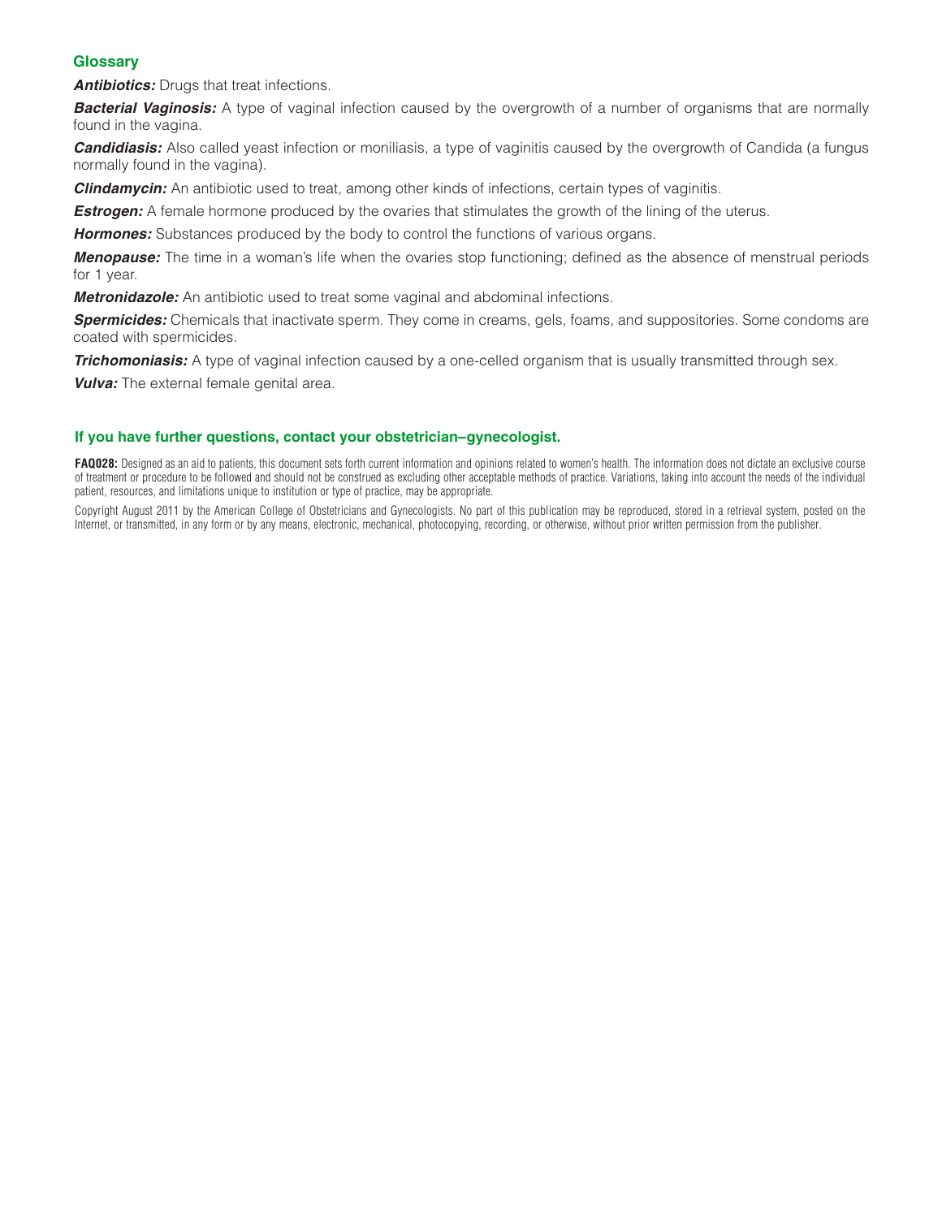## Glossary

***Antibiotics:*** Drugs that treat infections.

***Bacterial Vaginosis:*** A type of vaginal infection caused by the overgrowth of a number of organisms that are normally found in the vagina.

***Candidiasis:*** Also called yeast infection or moniliasis, a type of vaginitis caused by the overgrowth of Candida (a fungus normally found in the vagina).

***Clindamycin:*** An antibiotic used to treat, among other kinds of infections, certain types of vaginitis.

***Estrogen:*** A female hormone produced by the ovaries that stimulates the growth of the lining of the uterus.

***Hormones:*** Substances produced by the body to control the functions of various organs.

***Menopause:*** The time in a woman's life when the ovaries stop functioning; defined as the absence of menstrual periods for 1 year.

***Metronidazole:*** An antibiotic used to treat some vaginal and abdominal infections.

***Spermicides:*** Chemicals that inactivate sperm. They come in creams, gels, foams, and suppositories. Some condoms are coated with spermicides.

***Trichomoniasis:*** A type of vaginal infection caused by a one-celled organism that is usually transmitted through sex.

***Vulva:*** The external female genital area.

**If you have further questions, contact your obstetrician–gynecologist.**

**FAQ028:** Designed as an aid to patients, this document sets forth current information and opinions related to women's health. The information does not dictate an exclusive course of treatment or procedure to be followed and should not be construed as excluding other acceptable methods of practice. Variations, taking into account the needs of the individual patient, resources, and limitations unique to institution or type of practice, may be appropriate.

Copyright August 2011 by the American College of Obstetricians and Gynecologists. No part of this publication may be reproduced, stored in a retrieval system, posted on the Internet, or transmitted, in any form or by any means, electronic, mechanical, photocopying, recording, or otherwise, without prior written permission from the publisher.